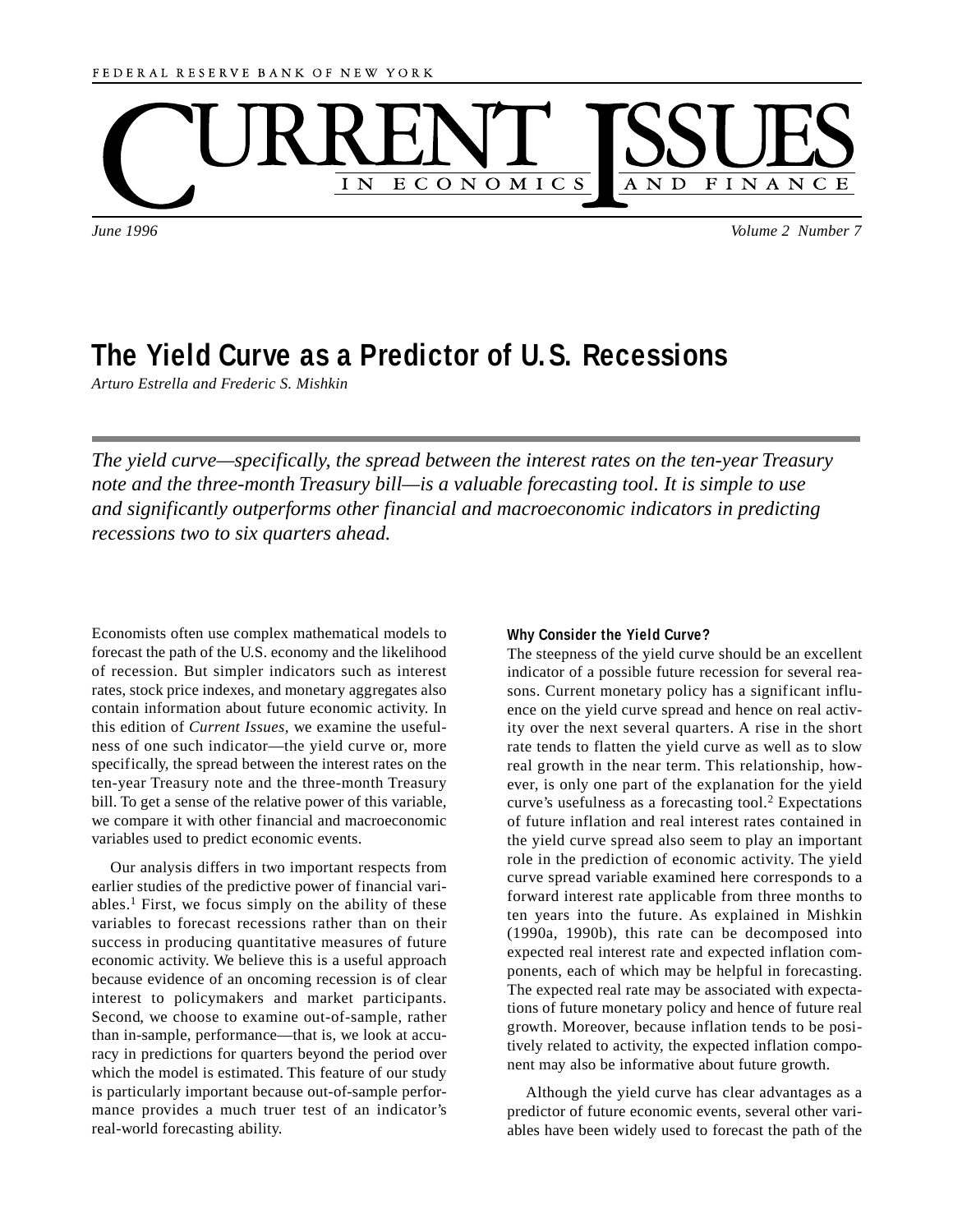FEDERAL RESERVE BANK OF NEW YORK

# CURRENT ISSUES IN ECONOMICS AND FINANCE

*June 1996* *Volume 2 Number 7*

## The Yield Curve as a Predictor of U.S. Recessions

*Arturo Estrella and Frederic S. Mishkin*

*The yield curve—specifically, the spread between the interest rates on the ten-year Treasury note and the three-month Treasury bill—is a valuable forecasting tool. It is simple to use and significantly outperforms other financial and macroeconomic indicators in predicting recessions two to six quarters ahead.*

Economists often use complex mathematical models to forecast the path of the U.S. economy and the likelihood of recession. But simpler indicators such as interest rates, stock price indexes, and monetary aggregates also contain information about future economic activity. In this edition of *Current Issues*, we examine the usefulness of one such indicator—the yield curve or, more specifically, the spread between the interest rates on the ten-year Treasury note and the three-month Treasury bill. To get a sense of the relative power of this variable, we compare it with other financial and macroeconomic variables used to predict economic events.

Our analysis differs in two important respects from earlier studies of the predictive power of financial variables.[1] First, we focus simply on the ability of these variables to forecast recessions rather than on their success in producing quantitative measures of future economic activity. We believe this is a useful approach because evidence of an oncoming recession is of clear interest to policymakers and market participants. Second, we choose to examine out-of-sample, rather than in-sample, performance—that is, we look at accuracy in predictions for quarters beyond the period over which the model is estimated. This feature of our study is particularly important because out-of-sample performance provides a much truer test of an indicator's real-world forecasting ability.

### Why Consider the Yield Curve?

The steepness of the yield curve should be an excellent indicator of a possible future recession for several reasons. Current monetary policy has a significant influence on the yield curve spread and hence on real activity over the next several quarters. A rise in the short rate tends to flatten the yield curve as well as to slow real growth in the near term. This relationship, however, is only one part of the explanation for the yield curve's usefulness as a forecasting tool.[2] Expectations of future inflation and real interest rates contained in the yield curve spread also seem to play an important role in the prediction of economic activity. The yield curve spread variable examined here corresponds to a forward interest rate applicable from three months to ten years into the future. As explained in Mishkin (1990a, 1990b), this rate can be decomposed into expected real interest rate and expected inflation components, each of which may be helpful in forecasting. The expected real rate may be associated with expectations of future monetary policy and hence of future real growth. Moreover, because inflation tends to be positively related to activity, the expected inflation component may also be informative about future growth.

Although the yield curve has clear advantages as a predictor of future economic events, several other variables have been widely used to forecast the path of the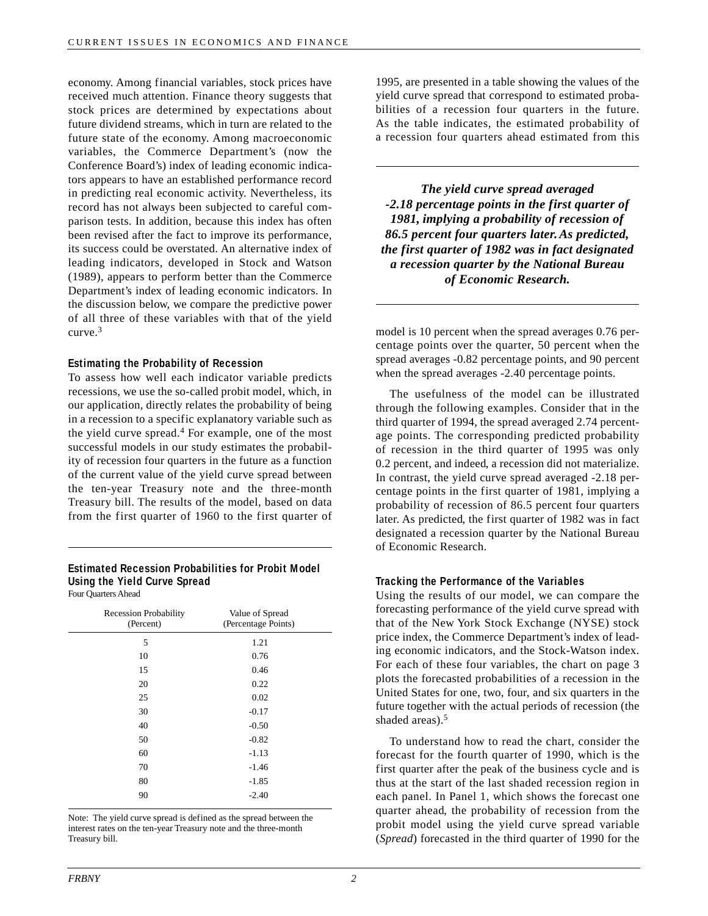economy. Among financial variables, stock prices have received much attention. Finance theory suggests that stock prices are determined by expectations about future dividend streams, which in turn are related to the future state of the economy. Among macroeconomic variables, the Commerce Department's (now the Conference Board's) index of leading economic indicators appears to have an established performance record in predicting real economic activity. Nevertheless, its record has not always been subjected to careful comparison tests. In addition, because this index has often been revised after the fact to improve its performance, its success could be overstated. An alternative index of leading indicators, developed in Stock and Watson (1989), appears to perform better than the Commerce Department's index of leading economic indicators. In the discussion below, we compare the predictive power of all three of these variables with that of the yield curve.[3]

### Estimating the Probability of Recession

To assess how well each indicator variable predicts recessions, we use the so-called probit model, which, in our application, directly relates the probability of being in a recession to a specific explanatory variable such as the yield curve spread.[4] For example, one of the most successful models in our study estimates the probability of recession four quarters in the future as a function of the current value of the yield curve spread between the ten-year Treasury note and the three-month Treasury bill. The results of the model, based on data from the first quarter of 1960 to the first quarter of 1995, are presented in a table showing the values of the yield curve spread that correspond to estimated probabilities of a recession four quarters in the future. As the table indicates, the estimated probability of a recession four quarters ahead estimated from this model is 10 percent when the spread averages 0.76 percentage points over the quarter, 50 percent when the spread averages -0.82 percentage points, and 90 percent when the spread averages -2.40 percentage points.

***The yield curve spread averaged -2.18 percentage points in the first quarter of 1981, implying a probability of recession of 86.5 percent four quarters later. As predicted, the first quarter of 1982 was in fact designated a recession quarter by the National Bureau of Economic Research.***

The usefulness of the model can be illustrated through the following examples. Consider that in the third quarter of 1994, the spread averaged 2.74 percentage points. The corresponding predicted probability of recession in the third quarter of 1995 was only 0.2 percent, and indeed, a recession did not materialize. In contrast, the yield curve spread averaged -2.18 percentage points in the first quarter of 1981, implying a probability of recession of 86.5 percent four quarters later. As predicted, the first quarter of 1982 was in fact designated a recession quarter by the National Bureau of Economic Research.

**Estimated Recession Probabilities for Probit Model Using the Yield Curve Spread**
Four Quarters Ahead

| Recession Probability (Percent) | Value of Spread (Percentage Points) |
|---|---|
| 5 | 1.21 |
| 10 | 0.76 |
| 15 | 0.46 |
| 20 | 0.22 |
| 25 | 0.02 |
| 30 | -0.17 |
| 40 | -0.50 |
| 50 | -0.82 |
| 60 | -1.13 |
| 70 | -1.46 |
| 80 | -1.85 |
| 90 | -2.40 |

Note: The yield curve spread is defined as the spread between the interest rates on the ten-year Treasury note and the three-month Treasury bill.

### Tracking the Performance of the Variables

Using the results of our model, we can compare the forecasting performance of the yield curve spread with that of the New York Stock Exchange (NYSE) stock price index, the Commerce Department's index of leading economic indicators, and the Stock-Watson index. For each of these four variables, the chart on page 3 plots the forecasted probabilities of a recession in the United States for one, two, four, and six quarters in the future together with the actual periods of recession (the shaded areas).[5]

To understand how to read the chart, consider the forecast for the fourth quarter of 1990, which is the first quarter after the peak of the business cycle and is thus at the start of the last shaded recession region in each panel. In Panel 1, which shows the forecast one quarter ahead, the probability of recession from the probit model using the yield curve spread variable (*Spread*) forecasted in the third quarter of 1990 for the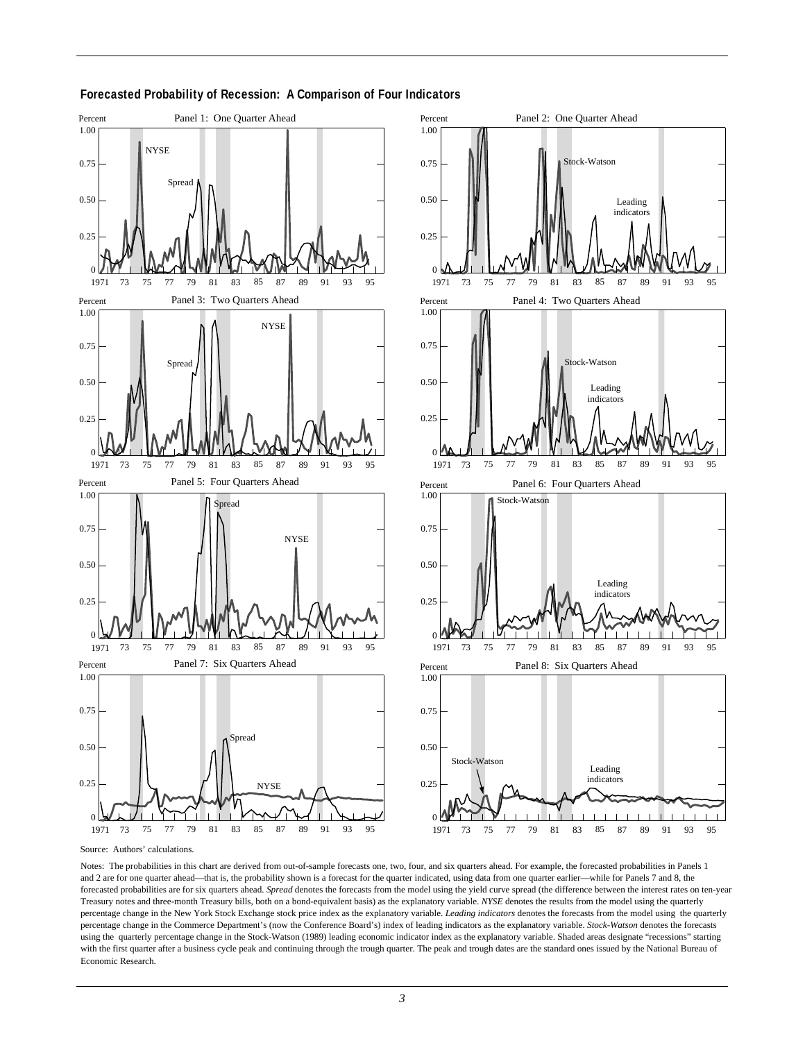**Forecasted Probability of Recession: A Comparison of Four Indicators**

Source: Authors' calculations.

Notes: The probabilities in this chart are derived from out-of-sample forecasts one, two, four, and six quarters ahead. For example, the forecasted probabilities in Panels 1 and 2 are for one quarter ahead—that is, the probability shown is a forecast for the quarter indicated, using data from one quarter earlier—while for Panels 7 and 8, the forecasted probabilities are for six quarters ahead. *Spread* denotes the forecasts from the model using the yield curve spread (the difference between the interest rates on ten-year Treasury notes and three-month Treasury bills, both on a bond-equivalent basis) as the explanatory variable. *NYSE* denotes the results from the model using the quarterly percentage change in the New York Stock Exchange stock price index as the explanatory variable. *Leading indicators* denotes the forecasts from the model using the quarterly percentage change in the Commerce Department's (now the Conference Board's) index of leading indicators as the explanatory variable. *Stock-Watson* denotes the forecasts using the quarterly percentage change in the Stock-Watson (1989) leading economic indicator index as the explanatory variable. Shaded areas designate "recessions" starting with the first quarter after a business cycle peak and continuing through the trough quarter. The peak and trough dates are the standard ones issued by the National Bureau of Economic Research.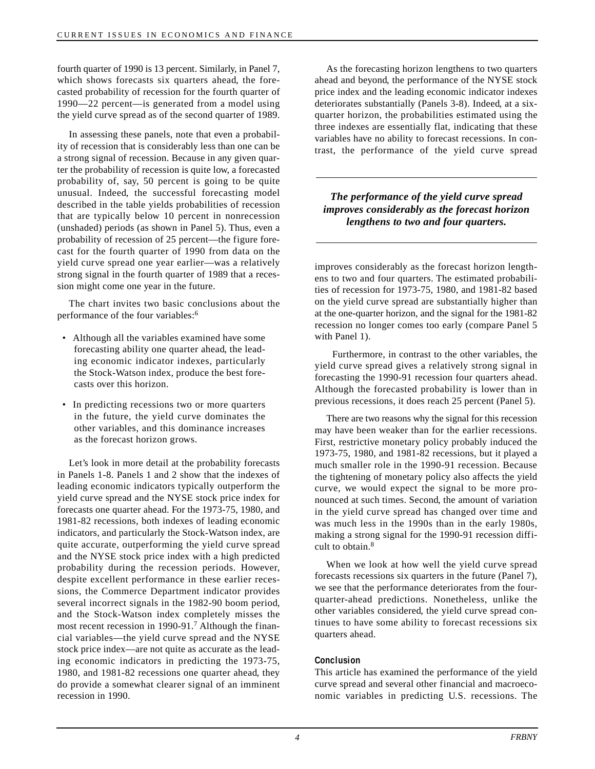fourth quarter of 1990 is 13 percent. Similarly, in Panel 7, which shows forecasts six quarters ahead, the forecasted probability of recession for the fourth quarter of 1990—22 percent—is generated from a model using the yield curve spread as of the second quarter of 1989.

In assessing these panels, note that even a probability of recession that is considerably less than one can be a strong signal of recession. Because in any given quarter the probability of recession is quite low, a forecasted probability of, say, 50 percent is going to be quite unusual. Indeed, the successful forecasting model described in the table yields probabilities of recession that are typically below 10 percent in nonrecession (unshaded) periods (as shown in Panel 5). Thus, even a probability of recession of 25 percent—the figure forecast for the fourth quarter of 1990 from data on the yield curve spread one year earlier—was a relatively strong signal in the fourth quarter of 1989 that a recession might come one year in the future.

The chart invites two basic conclusions about the performance of the four variables:[6]

- Although all the variables examined have some forecasting ability one quarter ahead, the leading economic indicator indexes, particularly the Stock-Watson index, produce the best forecasts over this horizon.
- In predicting recessions two or more quarters in the future, the yield curve dominates the other variables, and this dominance increases as the forecast horizon grows.

Let's look in more detail at the probability forecasts in Panels 1-8. Panels 1 and 2 show that the indexes of leading economic indicators typically outperform the yield curve spread and the NYSE stock price index for forecasts one quarter ahead. For the 1973-75, 1980, and 1981-82 recessions, both indexes of leading economic indicators, and particularly the Stock-Watson index, are quite accurate, outperforming the yield curve spread and the NYSE stock price index with a high predicted probability during the recession periods. However, despite excellent performance in these earlier recessions, the Commerce Department indicator provides several incorrect signals in the 1982-90 boom period, and the Stock-Watson index completely misses the most recent recession in 1990-91.[7] Although the financial variables—the yield curve spread and the NYSE stock price index—are not quite as accurate as the leading economic indicators in predicting the 1973-75, 1980, and 1981-82 recessions one quarter ahead, they do provide a somewhat clearer signal of an imminent recession in 1990.

As the forecasting horizon lengthens to two quarters ahead and beyond, the performance of the NYSE stock price index and the leading economic indicator indexes deteriorates substantially (Panels 3-8). Indeed, at a six-quarter horizon, the probabilities estimated using the three indexes are essentially flat, indicating that these variables have no ability to forecast recessions. In contrast, the performance of the yield curve spread improves considerably as the forecast horizon lengthens to two and four quarters. The estimated probabilities of recession for 1973-75, 1980, and 1981-82 based on the yield curve spread are substantially higher than at the one-quarter horizon, and the signal for the 1981-82 recession no longer comes too early (compare Panel 5 with Panel 1).

***The performance of the yield curve spread improves considerably as the forecast horizon lengthens to two and four quarters.***

Furthermore, in contrast to the other variables, the yield curve spread gives a relatively strong signal in forecasting the 1990-91 recession four quarters ahead. Although the forecasted probability is lower than in previous recessions, it does reach 25 percent (Panel 5).

There are two reasons why the signal for this recession may have been weaker than for the earlier recessions. First, restrictive monetary policy probably induced the 1973-75, 1980, and 1981-82 recessions, but it played a much smaller role in the 1990-91 recession. Because the tightening of monetary policy also affects the yield curve, we would expect the signal to be more pronounced at such times. Second, the amount of variation in the yield curve spread has changed over time and was much less in the 1990s than in the early 1980s, making a strong signal for the 1990-91 recession difficult to obtain.[8]

When we look at how well the yield curve spread forecasts recessions six quarters in the future (Panel 7), we see that the performance deteriorates from the four-quarter-ahead predictions. Nonetheless, unlike the other variables considered, the yield curve spread continues to have some ability to forecast recessions six quarters ahead.

### Conclusion

This article has examined the performance of the yield curve spread and several other financial and macroeconomic variables in predicting U.S. recessions. The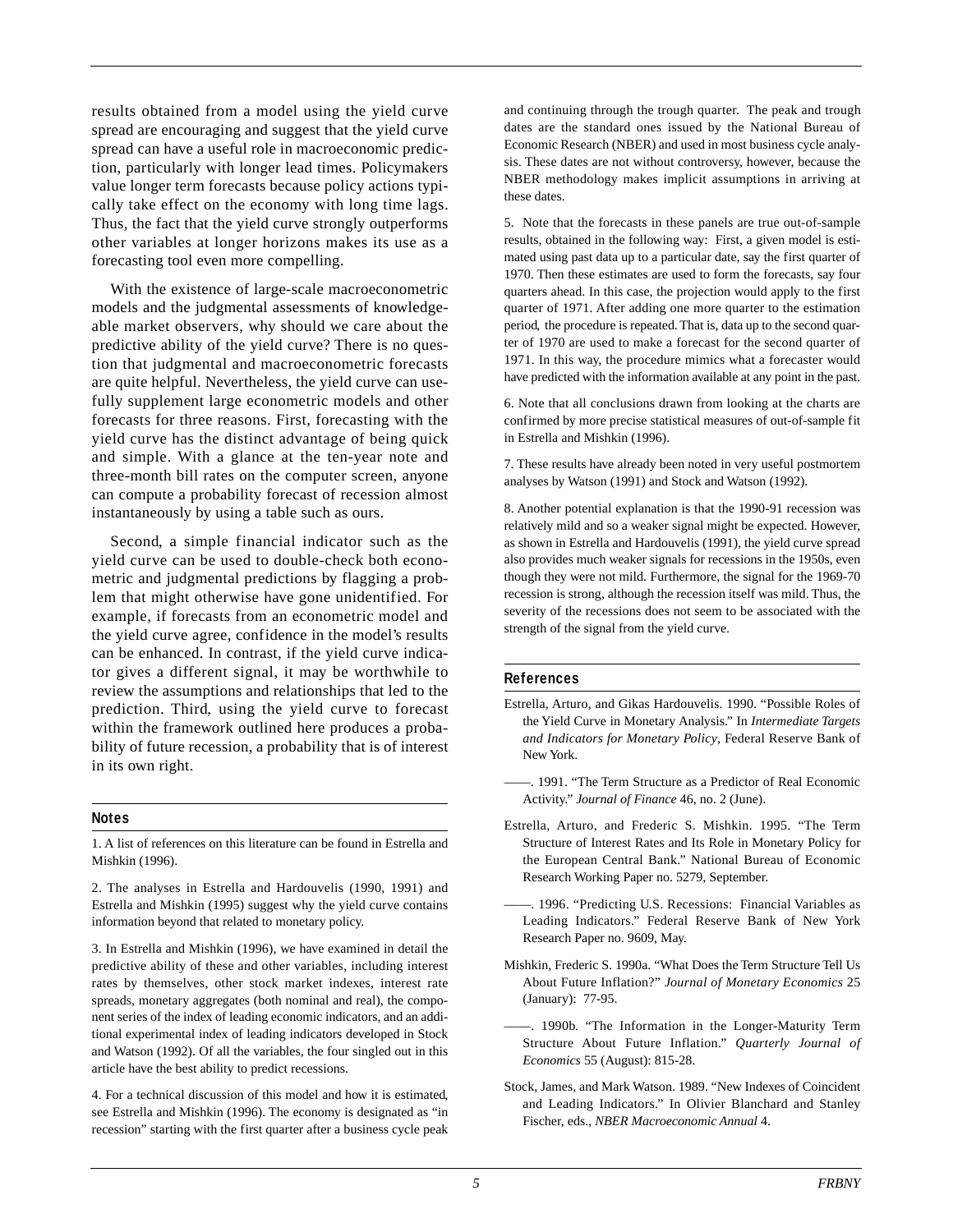results obtained from a model using the yield curve spread are encouraging and suggest that the yield curve spread can have a useful role in macroeconomic prediction, particularly with longer lead times. Policymakers value longer term forecasts because policy actions typically take effect on the economy with long time lags. Thus, the fact that the yield curve strongly outperforms other variables at longer horizons makes its use as a forecasting tool even more compelling.

With the existence of large-scale macroeconometric models and the judgmental assessments of knowledgeable market observers, why should we care about the predictive ability of the yield curve? There is no question that judgmental and macroeconometric forecasts are quite helpful. Nevertheless, the yield curve can usefully supplement large econometric models and other forecasts for three reasons. First, forecasting with the yield curve has the distinct advantage of being quick and simple. With a glance at the ten-year note and three-month bill rates on the computer screen, anyone can compute a probability forecast of recession almost instantaneously by using a table such as ours.

Second, a simple financial indicator such as the yield curve can be used to double-check both econometric and judgmental predictions by flagging a problem that might otherwise have gone unidentified. For example, if forecasts from an econometric model and the yield curve agree, confidence in the model's results can be enhanced. In contrast, if the yield curve indicator gives a different signal, it may be worthwhile to review the assumptions and relationships that led to the prediction. Third, using the yield curve to forecast within the framework outlined here produces a probability of future recession, a probability that is of interest in its own right.

## Notes

1. A list of references on this literature can be found in Estrella and Mishkin (1996).

2. The analyses in Estrella and Hardouvelis (1990, 1991) and Estrella and Mishkin (1995) suggest why the yield curve contains information beyond that related to monetary policy.

3. In Estrella and Mishkin (1996), we have examined in detail the predictive ability of these and other variables, including interest rates by themselves, other stock market indexes, interest rate spreads, monetary aggregates (both nominal and real), the component series of the index of leading economic indicators, and an additional experimental index of leading indicators developed in Stock and Watson (1992). Of all the variables, the four singled out in this article have the best ability to predict recessions.

4. For a technical discussion of this model and how it is estimated, see Estrella and Mishkin (1996). The economy is designated as "in recession" starting with the first quarter after a business cycle peak and continuing through the trough quarter. The peak and trough dates are the standard ones issued by the National Bureau of Economic Research (NBER) and used in most business cycle analysis. These dates are not without controversy, however, because the NBER methodology makes implicit assumptions in arriving at these dates.

5. Note that the forecasts in these panels are true out-of-sample results, obtained in the following way: First, a given model is estimated using past data up to a particular date, say the first quarter of 1970. Then these estimates are used to form the forecasts, say four quarters ahead. In this case, the projection would apply to the first quarter of 1971. After adding one more quarter to the estimation period, the procedure is repeated. That is, data up to the second quarter of 1970 are used to make a forecast for the second quarter of 1971. In this way, the procedure mimics what a forecaster would have predicted with the information available at any point in the past.

6. Note that all conclusions drawn from looking at the charts are confirmed by more precise statistical measures of out-of-sample fit in Estrella and Mishkin (1996).

7. These results have already been noted in very useful postmortem analyses by Watson (1991) and Stock and Watson (1992).

8. Another potential explanation is that the 1990-91 recession was relatively mild and so a weaker signal might be expected. However, as shown in Estrella and Hardouvelis (1991), the yield curve spread also provides much weaker signals for recessions in the 1950s, even though they were not mild. Furthermore, the signal for the 1969-70 recession is strong, although the recession itself was mild. Thus, the severity of the recessions does not seem to be associated with the strength of the signal from the yield curve.

## References

Estrella, Arturo, and Gikas Hardouvelis. 1990. "Possible Roles of the Yield Curve in Monetary Analysis." In *Intermediate Targets and Indicators for Monetary Policy*, Federal Reserve Bank of New York.

——. 1991. "The Term Structure as a Predictor of Real Economic Activity." *Journal of Finance* 46, no. 2 (June).

Estrella, Arturo, and Frederic S. Mishkin. 1995. "The Term Structure of Interest Rates and Its Role in Monetary Policy for the European Central Bank." National Bureau of Economic Research Working Paper no. 5279, September.

——. 1996. "Predicting U.S. Recessions: Financial Variables as Leading Indicators." Federal Reserve Bank of New York Research Paper no. 9609, May.

Mishkin, Frederic S. 1990a. "What Does the Term Structure Tell Us About Future Inflation?" *Journal of Monetary Economics* 25 (January): 77-95.

——. 1990b. "The Information in the Longer-Maturity Term Structure About Future Inflation." *Quarterly Journal of Economics* 55 (August): 815-28.

Stock, James, and Mark Watson. 1989. "New Indexes of Coincident and Leading Indicators." In Olivier Blanchard and Stanley Fischer, eds., *NBER Macroeconomic Annual* 4.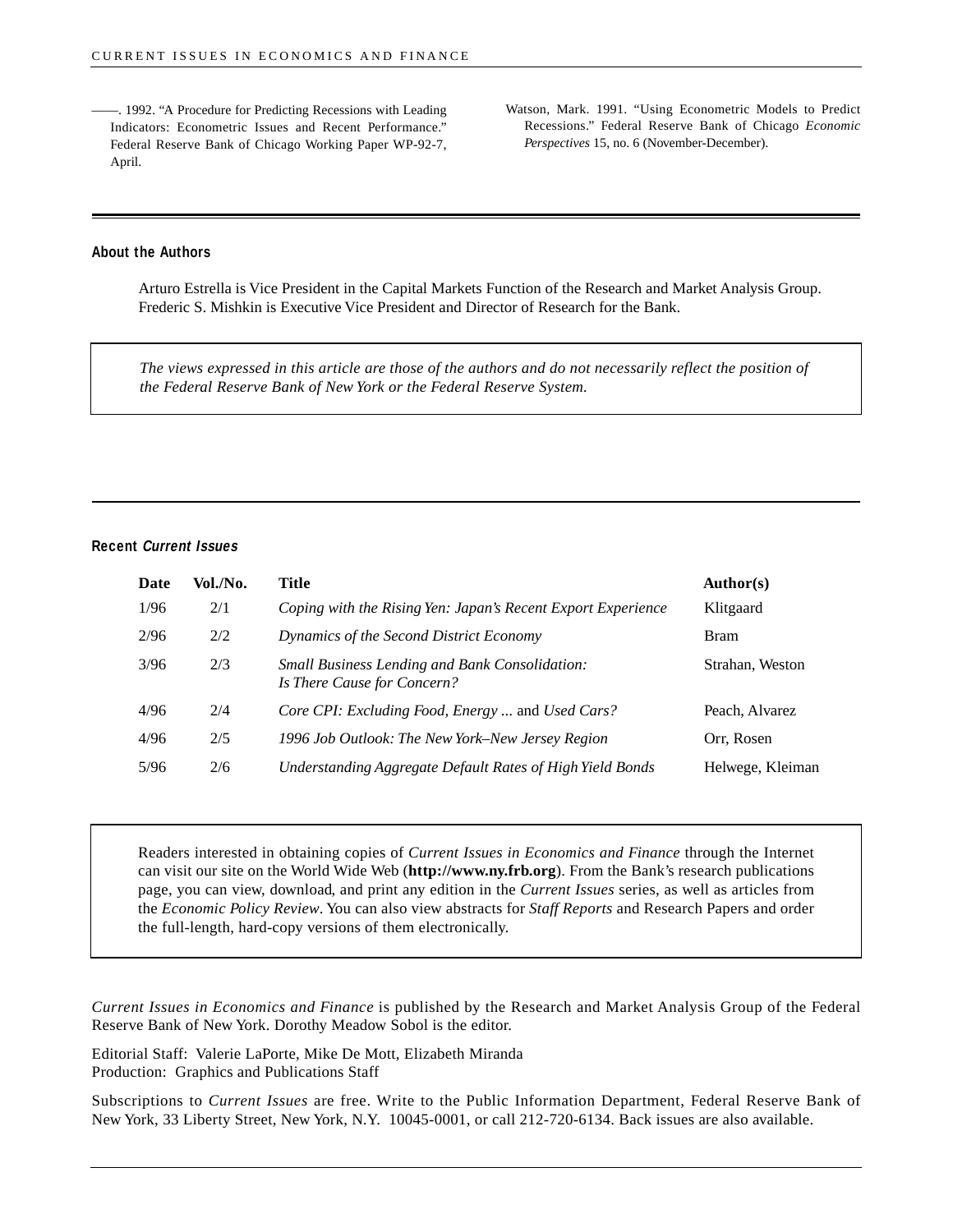——. 1992. "A Procedure for Predicting Recessions with Leading Indicators: Econometric Issues and Recent Performance." Federal Reserve Bank of Chicago Working Paper WP-92-7, April.

Watson, Mark. 1991. "Using Econometric Models to Predict Recessions." Federal Reserve Bank of Chicago *Economic Perspectives* 15, no. 6 (November-December).

## About the Authors

Arturo Estrella is Vice President in the Capital Markets Function of the Research and Market Analysis Group. Frederic S. Mishkin is Executive Vice President and Director of Research for the Bank.

*The views expressed in this article are those of the authors and do not necessarily reflect the position of the Federal Reserve Bank of New York or the Federal Reserve System.*

## Recent *Current Issues*

| Date | Vol./No. | Title | Author(s) |
|---|---|---|---|
| 1/96 | 2/1 | *Coping with the Rising Yen: Japan's Recent Export Experience* | Klitgaard |
| 2/96 | 2/2 | *Dynamics of the Second District Economy* | Bram |
| 3/96 | 2/3 | *Small Business Lending and Bank Consolidation: Is There Cause for Concern?* | Strahan, Weston |
| 4/96 | 2/4 | *Core CPI: Excluding Food, Energy ...* and *Used Cars?* | Peach, Alvarez |
| 4/96 | 2/5 | *1996 Job Outlook: The New York–New Jersey Region* | Orr, Rosen |
| 5/96 | 2/6 | *Understanding Aggregate Default Rates of High Yield Bonds* | Helwege, Kleiman |

Readers interested in obtaining copies of *Current Issues in Economics and Finance* through the Internet can visit our site on the World Wide Web (**http://www.ny.frb.org**). From the Bank's research publications page, you can view, download, and print any edition in the *Current Issues* series, as well as articles from the *Economic Policy Review*. You can also view abstracts for *Staff Reports* and Research Papers and order the full-length, hard-copy versions of them electronically.

*Current Issues in Economics and Finance* is published by the Research and Market Analysis Group of the Federal Reserve Bank of New York. Dorothy Meadow Sobol is the editor.

Editorial Staff: Valerie LaPorte, Mike De Mott, Elizabeth Miranda
Production: Graphics and Publications Staff

Subscriptions to *Current Issues* are free. Write to the Public Information Department, Federal Reserve Bank of New York, 33 Liberty Street, New York, N.Y. 10045-0001, or call 212-720-6134. Back issues are also available.